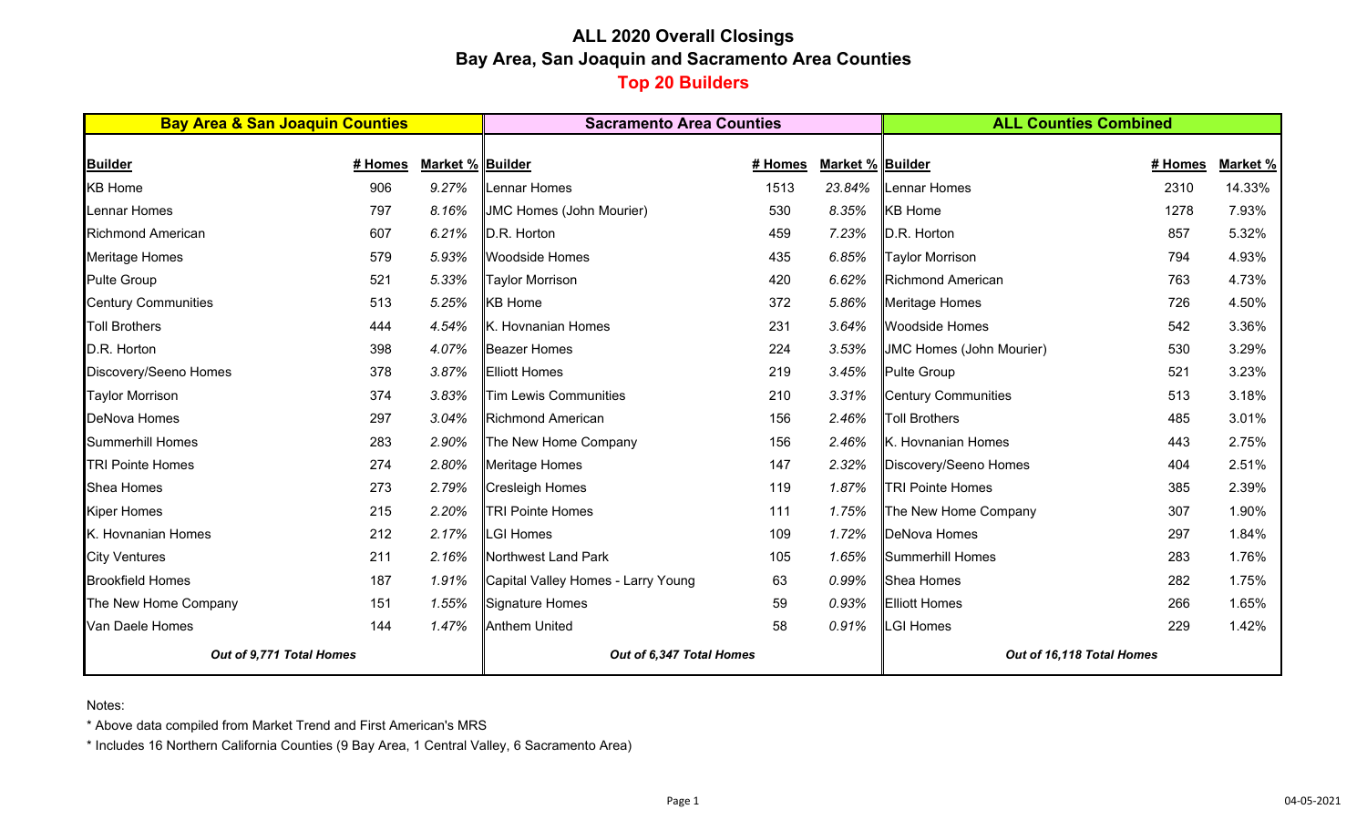# ALL 2020 Overall Closings

## Bay Area, San Joaquin and Sacramento Area Counties

## Top 20 Builders

| Bay Area & San Joaquin Counties | | | Sacramento Area Counties | | | ALL Counties Combined | | |
|---|---|---|---|---|---|---|---|---|
| **Builder** | **# Homes** | **Market %** | **Builder** | **# Homes** | **Market %** | **Builder** | **# Homes** | **Market %** |
| KB Home | 906 | *9.27%* | Lennar Homes | 1513 | *23.84%* | Lennar Homes | 2310 | 14.33% |
| Lennar Homes | 797 | *8.16%* | JMC Homes (John Mourier) | 530 | *8.35%* | KB Home | 1278 | 7.93% |
| Richmond American | 607 | *6.21%* | D.R. Horton | 459 | *7.23%* | D.R. Horton | 857 | 5.32% |
| Meritage Homes | 579 | *5.93%* | Woodside Homes | 435 | *6.85%* | Taylor Morrison | 794 | 4.93% |
| Pulte Group | 521 | *5.33%* | Taylor Morrison | 420 | *6.62%* | Richmond American | 763 | 4.73% |
| Century Communities | 513 | *5.25%* | KB Home | 372 | *5.86%* | Meritage Homes | 726 | 4.50% |
| Toll Brothers | 444 | *4.54%* | K. Hovnanian Homes | 231 | *3.64%* | Woodside Homes | 542 | 3.36% |
| D.R. Horton | 398 | *4.07%* | Beazer Homes | 224 | *3.53%* | JMC Homes (John Mourier) | 530 | 3.29% |
| Discovery/Seeno Homes | 378 | *3.87%* | Elliott Homes | 219 | *3.45%* | Pulte Group | 521 | 3.23% |
| Taylor Morrison | 374 | *3.83%* | Tim Lewis Communities | 210 | *3.31%* | Century Communities | 513 | 3.18% |
| DeNova Homes | 297 | *3.04%* | Richmond American | 156 | *2.46%* | Toll Brothers | 485 | 3.01% |
| Summerhill Homes | 283 | *2.90%* | The New Home Company | 156 | *2.46%* | K. Hovnanian Homes | 443 | 2.75% |
| TRI Pointe Homes | 274 | *2.80%* | Meritage Homes | 147 | *2.32%* | Discovery/Seeno Homes | 404 | 2.51% |
| Shea Homes | 273 | *2.79%* | Cresleigh Homes | 119 | *1.87%* | TRI Pointe Homes | 385 | 2.39% |
| Kiper Homes | 215 | *2.20%* | TRI Pointe Homes | 111 | *1.75%* | The New Home Company | 307 | 1.90% |
| K. Hovnanian Homes | 212 | *2.17%* | LGI Homes | 109 | *1.72%* | DeNova Homes | 297 | 1.84% |
| City Ventures | 211 | *2.16%* | Northwest Land Park | 105 | *1.65%* | Summerhill Homes | 283 | 1.76% |
| Brookfield Homes | 187 | *1.91%* | Capital Valley Homes - Larry Young | 63 | *0.99%* | Shea Homes | 282 | 1.75% |
| The New Home Company | 151 | *1.55%* | Signature Homes | 59 | *0.93%* | Elliott Homes | 266 | 1.65% |
| Van Daele Homes | 144 | *1.47%* | Anthem United | 58 | *0.91%* | LGI Homes | 229 | 1.42% |
| ***Out of 9,771 Total Homes*** | | | ***Out of 6,347 Total Homes*** | | | ***Out of 16,118 Total Homes*** | | |

Notes:

* Above data compiled from Market Trend and First American's MRS
* Includes 16 Northern California Counties (9 Bay Area, 1 Central Valley, 6 Sacramento Area)

04-05-2021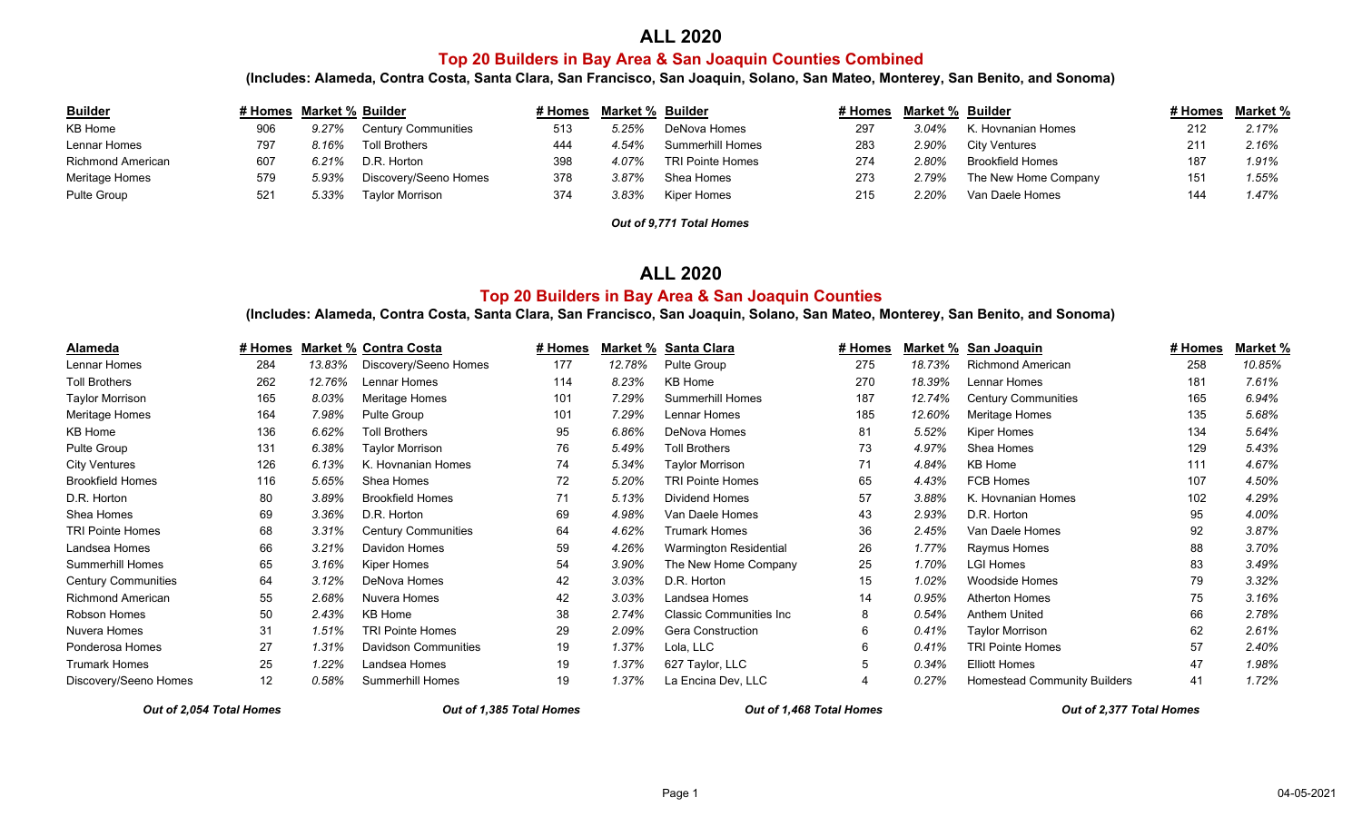# ALL 2020

## Top 20 Builders in Bay Area & San Joaquin Counties Combined

**(Includes: Alameda, Contra Costa, Santa Clara, San Francisco, San Joaquin, Solano, San Mateo, Monterey, San Benito, and Sonoma)**

| Builder | # Homes | Market % | Builder | # Homes | Market % | Builder | # Homes | Market % | Builder | # Homes | Market % |
|---|---|---|---|---|---|---|---|---|---|---|---|
| KB Home | 906 | *9.27%* | Century Communities | 513 | *5.25%* | DeNova Homes | 297 | *3.04%* | K. Hovnanian Homes | 212 | *2.17%* |
| Lennar Homes | 797 | *8.16%* | Toll Brothers | 444 | *4.54%* | Summerhill Homes | 283 | *2.90%* | City Ventures | 211 | *2.16%* |
| Richmond American | 607 | *6.21%* | D.R. Horton | 398 | *4.07%* | TRI Pointe Homes | 274 | *2.80%* | Brookfield Homes | 187 | *1.91%* |
| Meritage Homes | 579 | *5.93%* | Discovery/Seeno Homes | 378 | *3.87%* | Shea Homes | 273 | *2.79%* | The New Home Company | 151 | *1.55%* |
| Pulte Group | 521 | *5.33%* | Taylor Morrison | 374 | *3.83%* | Kiper Homes | 215 | *2.20%* | Van Daele Homes | 144 | *1.47%* |

***Out of 9,771 Total Homes***

# ALL 2020

## Top 20 Builders in Bay Area & San Joaquin Counties

**(Includes: Alameda, Contra Costa, Santa Clara, San Francisco, San Joaquin, Solano, San Mateo, Monterey, San Benito, and Sonoma)**

| Alameda | # Homes | Market % | Contra Costa | # Homes | Market % | Santa Clara | # Homes | Market % | San Joaquin | # Homes | Market % |
|---|---|---|---|---|---|---|---|---|---|---|---|
| Lennar Homes | 284 | *13.83%* | Discovery/Seeno Homes | 177 | *12.78%* | Pulte Group | 275 | *18.73%* | Richmond American | 258 | *10.85%* |
| Toll Brothers | 262 | *12.76%* | Lennar Homes | 114 | *8.23%* | KB Home | 270 | *18.39%* | Lennar Homes | 181 | *7.61%* |
| Taylor Morrison | 165 | *8.03%* | Meritage Homes | 101 | *7.29%* | Summerhill Homes | 187 | *12.74%* | Century Communities | 165 | *6.94%* |
| Meritage Homes | 164 | *7.98%* | Pulte Group | 101 | *7.29%* | Lennar Homes | 185 | *12.60%* | Meritage Homes | 135 | *5.68%* |
| KB Home | 136 | *6.62%* | Toll Brothers | 95 | *6.86%* | DeNova Homes | 81 | *5.52%* | Kiper Homes | 134 | *5.64%* |
| Pulte Group | 131 | *6.38%* | Taylor Morrison | 76 | *5.49%* | Toll Brothers | 73 | *4.97%* | Shea Homes | 129 | *5.43%* |
| City Ventures | 126 | *6.13%* | K. Hovnanian Homes | 74 | *5.34%* | Taylor Morrison | 71 | *4.84%* | KB Home | 111 | *4.67%* |
| Brookfield Homes | 116 | *5.65%* | Shea Homes | 72 | *5.20%* | TRI Pointe Homes | 65 | *4.43%* | FCB Homes | 107 | *4.50%* |
| D.R. Horton | 80 | *3.89%* | Brookfield Homes | 71 | *5.13%* | Dividend Homes | 57 | *3.88%* | K. Hovnanian Homes | 102 | *4.29%* |
| Shea Homes | 69 | *3.36%* | D.R. Horton | 69 | *4.98%* | Van Daele Homes | 43 | *2.93%* | D.R. Horton | 95 | *4.00%* |
| TRI Pointe Homes | 68 | *3.31%* | Century Communities | 64 | *4.62%* | Trumark Homes | 36 | *2.45%* | Van Daele Homes | 92 | *3.87%* |
| Landsea Homes | 66 | *3.21%* | Davidon Homes | 59 | *4.26%* | Warmington Residential | 26 | *1.77%* | Raymus Homes | 88 | *3.70%* |
| Summerhill Homes | 65 | *3.16%* | Kiper Homes | 54 | *3.90%* | The New Home Company | 25 | *1.70%* | LGI Homes | 83 | *3.49%* |
| Century Communities | 64 | *3.12%* | DeNova Homes | 42 | *3.03%* | D.R. Horton | 15 | *1.02%* | Woodside Homes | 79 | *3.32%* |
| Richmond American | 55 | *2.68%* | Nuvera Homes | 42 | *3.03%* | Landsea Homes | 14 | *0.95%* | Atherton Homes | 75 | *3.16%* |
| Robson Homes | 50 | *2.43%* | KB Home | 38 | *2.74%* | Classic Communities Inc | 8 | *0.54%* | Anthem United | 66 | *2.78%* |
| Nuvera Homes | 31 | *1.51%* | TRI Pointe Homes | 29 | *2.09%* | Gera Construction | 6 | *0.41%* | Taylor Morrison | 62 | *2.61%* |
| Ponderosa Homes | 27 | *1.31%* | Davidson Communities | 19 | *1.37%* | Lola, LLC | 6 | *0.41%* | TRI Pointe Homes | 57 | *2.40%* |
| Trumark Homes | 25 | *1.22%* | Landsea Homes | 19 | *1.37%* | 627 Taylor, LLC | 5 | *0.34%* | Elliott Homes | 47 | *1.98%* |
| Discovery/Seeno Homes | 12 | *0.58%* | Summerhill Homes | 19 | *1.37%* | La Encina Dev, LLC | 4 | *0.27%* | Homestead Community Builders | 41 | *1.72%* |
| ***Out of 2,054 Total Homes*** | | | ***Out of 1,385 Total Homes*** | | | ***Out of 1,468 Total Homes*** | | | ***Out of 2,377 Total Homes*** | | |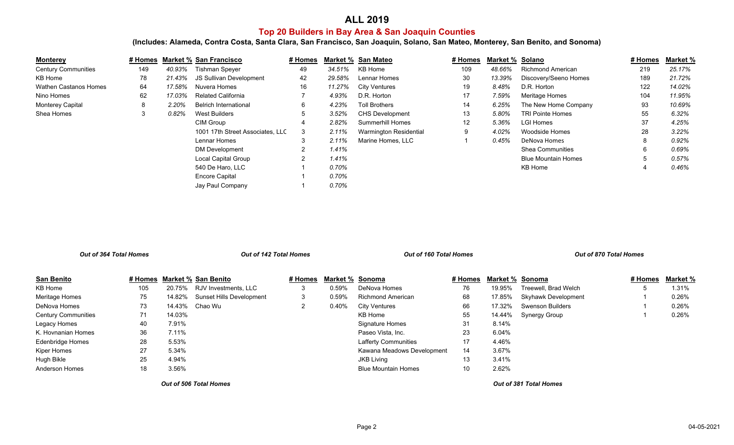# ALL 2019

## Top 20 Builders in Bay Area & San Joaquin Counties

**(Includes: Alameda, Contra Costa, Santa Clara, San Francisco, San Joaquin, Solano, San Mateo, Monterey, San Benito, and Sonoma)**

| Monterey | # Homes | Market % |
|---|---|---|
| Century Communities | 149 | *40.93%* |
| KB Home | 78 | *21.43%* |
| Wathen Castanos Homes | 64 | *17.58%* |
| Nino Homes | 62 | *17.03%* |
| Monterey Capital | 8 | *2.20%* |
| Shea Homes | 3 | *0.82%* |

***Out of 364 Total Homes***

| San Francisco | # Homes | Market % |
|---|---|---|
| Tishman Speyer | 49 | *34.51%* |
| JS Sullivan Development | 42 | *29.58%* |
| Nuvera Homes | 16 | *11.27%* |
| Related California | 7 | *4.93%* |
| Belrich International | 6 | *4.23%* |
| West Builders | 5 | *3.52%* |
| CIM Group | 4 | *2.82%* |
| 1001 17th Street Associates, LLC | 3 | *2.11%* |
| Lennar Homes | 3 | *2.11%* |
| DM Development | 2 | *1.41%* |
| Local Capital Group | 2 | *1.41%* |
| 540 De Haro, LLC | 1 | *0.70%* |
| Encore Capital | 1 | *0.70%* |
| Jay Paul Company | 1 | *0.70%* |

***Out of 142 Total Homes***

| San Mateo | # Homes | Market % |
|---|---|---|
| KB Home | 109 | *48.66%* |
| Lennar Homes | 30 | *13.39%* |
| City Ventures | 19 | *8.48%* |
| D.R. Horton | 17 | *7.59%* |
| Toll Brothers | 14 | *6.25%* |
| CHS Development | 13 | *5.80%* |
| Summerhill Homes | 12 | *5.36%* |
| Warmington Residential | 9 | *4.02%* |
| Marine Homes, LLC | 1 | *0.45%* |

***Out of 160 Total Homes***

| Solano | # Homes | Market % |
|---|---|---|
| Richmond American | 219 | *25.17%* |
| Discovery/Seeno Homes | 189 | *21.72%* |
| D.R. Horton | 122 | *14.02%* |
| Meritage Homes | 104 | *11.95%* |
| The New Home Company | 93 | *10.69%* |
| TRI Pointe Homes | 55 | *6.32%* |
| LGI Homes | 37 | *4.25%* |
| Woodside Homes | 28 | *3.22%* |
| DeNova Homes | 8 | *0.92%* |
| Shea Communities | 6 | *0.69%* |
| Blue Mountain Homes | 5 | *0.57%* |
| KB Home | 4 | *0.46%* |

***Out of 870 Total Homes***

| San Benito | # Homes | Market % |
|---|---|---|
| KB Home | 105 | 20.75% |
| Meritage Homes | 75 | 14.82% |
| DeNova Homes | 73 | 14.43% |
| Century Communities | 71 | 14.03% |
| Legacy Homes | 40 | 7.91% |
| K. Hovnanian Homes | 36 | 7.11% |
| Edenbridge Homes | 28 | 5.53% |
| Kiper Homes | 27 | 5.34% |
| Hugh Bikle | 25 | 4.94% |
| Anderson Homes | 18 | 3.56% |
| RJV Investments, LLC | 3 | 0.59% |
| Sunset Hills Development | 3 | 0.59% |
| Chao Wu | 2 | 0.40% |

***Out of 506 Total Homes***

| Sonoma | # Homes | Market % |
|---|---|---|
| DeNova Homes | 76 | 19.95% |
| Richmond American | 68 | 17.85% |
| City Ventures | 66 | 17.32% |
| KB Home | 55 | 14.44% |
| Signature Homes | 31 | 8.14% |
| Paseo Vista, Inc. | 23 | 6.04% |
| Lafferty Communities | 17 | 4.46% |
| Kawana Meadows Development | 14 | 3.67% |
| JKB Living | 13 | 3.41% |
| Blue Mountain Homes | 10 | 2.62% |
| Treewell, Brad Welch | 5 | 1.31% |
| Skyhawk Development | 1 | 0.26% |
| Swenson Builders | 1 | 0.26% |
| Synergy Group | 1 | 0.26% |

***Out of 381 Total Homes***

04-05-2021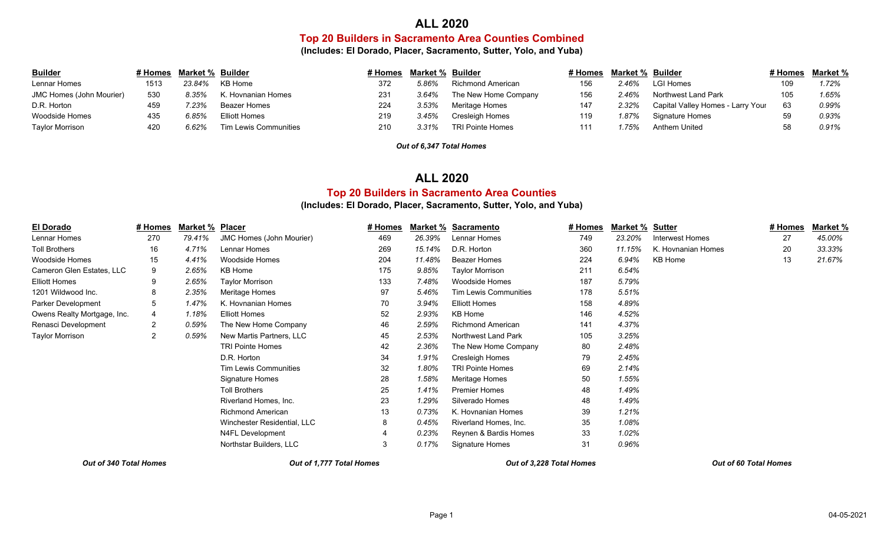# ALL 2020

## Top 20 Builders in Sacramento Area Counties Combined

**(Includes: El Dorado, Placer, Sacramento, Sutter, Yolo, and Yuba)**

| Builder | # Homes | Market % | Builder | # Homes | Market % | Builder | # Homes | Market % | Builder | # Homes | Market % |
|---|---|---|---|---|---|---|---|---|---|---|---|
| Lennar Homes | 1513 | *23.84%* | KB Home | 372 | *5.86%* | Richmond American | 156 | *2.46%* | LGI Homes | 109 | *1.72%* |
| JMC Homes (John Mourier) | 530 | *8.35%* | K. Hovnanian Homes | 231 | *3.64%* | The New Home Company | 156 | *2.46%* | Northwest Land Park | 105 | *1.65%* |
| D.R. Horton | 459 | *7.23%* | Beazer Homes | 224 | *3.53%* | Meritage Homes | 147 | *2.32%* | Capital Valley Homes - Larry Your | 63 | *0.99%* |
| Woodside Homes | 435 | *6.85%* | Elliott Homes | 219 | *3.45%* | Cresleigh Homes | 119 | *1.87%* | Signature Homes | 59 | *0.93%* |
| Taylor Morrison | 420 | *6.62%* | Tim Lewis Communities | 210 | *3.31%* | TRI Pointe Homes | 111 | *1.75%* | Anthem United | 58 | *0.91%* |

***Out of 6,347 Total Homes***

# ALL 2020

## Top 20 Builders in Sacramento Area Counties

**(Includes: El Dorado, Placer, Sacramento, Sutter, Yolo, and Yuba)**

| El Dorado | # Homes | Market % | Placer | # Homes | Market % | Sacramento | # Homes | Market % | Sutter | # Homes | Market % |
|---|---|---|---|---|---|---|---|---|---|---|---|
| Lennar Homes | 270 | *79.41%* | JMC Homes (John Mourier) | 469 | *26.39%* | Lennar Homes | 749 | *23.20%* | Interwest Homes | 27 | *45.00%* |
| Toll Brothers | 16 | *4.71%* | Lennar Homes | 269 | *15.14%* | D.R. Horton | 360 | *11.15%* | K. Hovnanian Homes | 20 | *33.33%* |
| Woodside Homes | 15 | *4.41%* | Woodside Homes | 204 | *11.48%* | Beazer Homes | 224 | *6.94%* | KB Home | 13 | *21.67%* |
| Cameron Glen Estates, LLC | 9 | *2.65%* | KB Home | 175 | *9.85%* | Taylor Morrison | 211 | *6.54%* | | | |
| Elliott Homes | 9 | *2.65%* | Taylor Morrison | 133 | *7.48%* | Woodside Homes | 187 | *5.79%* | | | |
| 1201 Wildwood Inc. | 8 | *2.35%* | Meritage Homes | 97 | *5.46%* | Tim Lewis Communities | 178 | *5.51%* | | | |
| Parker Development | 5 | *1.47%* | K. Hovnanian Homes | 70 | *3.94%* | Elliott Homes | 158 | *4.89%* | | | |
| Owens Realty Mortgage, Inc. | 4 | *1.18%* | Elliott Homes | 52 | *2.93%* | KB Home | 146 | *4.52%* | | | |
| Renasci Development | 2 | *0.59%* | The New Home Company | 46 | *2.59%* | Richmond American | 141 | *4.37%* | | | |
| Taylor Morrison | 2 | *0.59%* | New Martis Partners, LLC | 45 | *2.53%* | Northwest Land Park | 105 | *3.25%* | | | |
| | | | TRI Pointe Homes | 42 | *2.36%* | The New Home Company | 80 | *2.48%* | | | |
| | | | D.R. Horton | 34 | *1.91%* | Cresleigh Homes | 79 | *2.45%* | | | |
| | | | Tim Lewis Communities | 32 | *1.80%* | TRI Pointe Homes | 69 | *2.14%* | | | |
| | | | Signature Homes | 28 | *1.58%* | Meritage Homes | 50 | *1.55%* | | | |
| | | | Toll Brothers | 25 | *1.41%* | Premier Homes | 48 | *1.49%* | | | |
| | | | Riverland Homes, Inc. | 23 | *1.29%* | Silverado Homes | 48 | *1.49%* | | | |
| | | | Richmond American | 13 | *0.73%* | K. Hovnanian Homes | 39 | *1.21%* | | | |
| | | | Winchester Residential, LLC | 8 | *0.45%* | Riverland Homes, Inc. | 35 | *1.08%* | | | |
| | | | N4FL Development | 4 | *0.23%* | Reynen & Bardis Homes | 33 | *1.02%* | | | |
| | | | Northstar Builders, LLC | 3 | *0.17%* | Signature Homes | 31 | *0.96%* | | | |
| ***Out of 340 Total Homes*** | | | ***Out of 1,777 Total Homes*** | | | ***Out of 3,228 Total Homes*** | | | ***Out of 60 Total Homes*** | | |

04-05-2021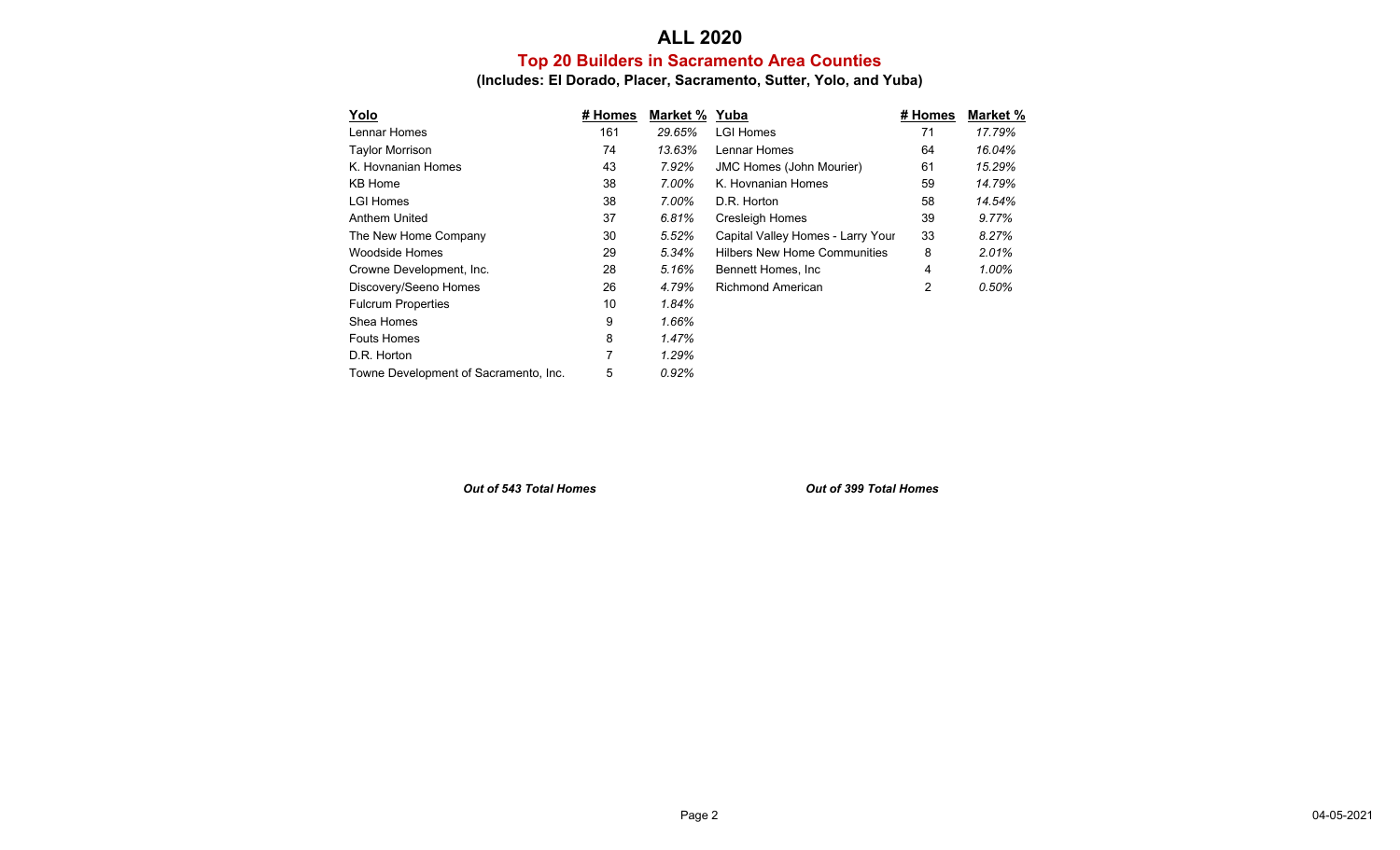# ALL 2020

## Top 20 Builders in Sacramento Area Counties

### (Includes: El Dorado, Placer, Sacramento, Sutter, Yolo, and Yuba)

| Yolo | # Homes | Market % |
|---|---|---|
| Lennar Homes | 161 | *29.65%* |
| Taylor Morrison | 74 | *13.63%* |
| K. Hovnanian Homes | 43 | *7.92%* |
| KB Home | 38 | *7.00%* |
| LGI Homes | 38 | *7.00%* |
| Anthem United | 37 | *6.81%* |
| The New Home Company | 30 | *5.52%* |
| Woodside Homes | 29 | *5.34%* |
| Crowne Development, Inc. | 28 | *5.16%* |
| Discovery/Seeno Homes | 26 | *4.79%* |
| Fulcrum Properties | 10 | *1.84%* |
| Shea Homes | 9 | *1.66%* |
| Fouts Homes | 8 | *1.47%* |
| D.R. Horton | 7 | *1.29%* |
| Towne Development of Sacramento, Inc. | 5 | *0.92%* |

***Out of 543 Total Homes***

| Yuba | # Homes | Market % |
|---|---|---|
| LGI Homes | 71 | *17.79%* |
| Lennar Homes | 64 | *16.04%* |
| JMC Homes (John Mourier) | 61 | *15.29%* |
| K. Hovnanian Homes | 59 | *14.79%* |
| D.R. Horton | 58 | *14.54%* |
| Cresleigh Homes | 39 | *9.77%* |
| Capital Valley Homes - Larry Your | 33 | *8.27%* |
| Hilbers New Home Communities | 8 | *2.01%* |
| Bennett Homes, Inc | 4 | *1.00%* |
| Richmond American | 2 | *0.50%* |

***Out of 399 Total Homes***

04-05-2021